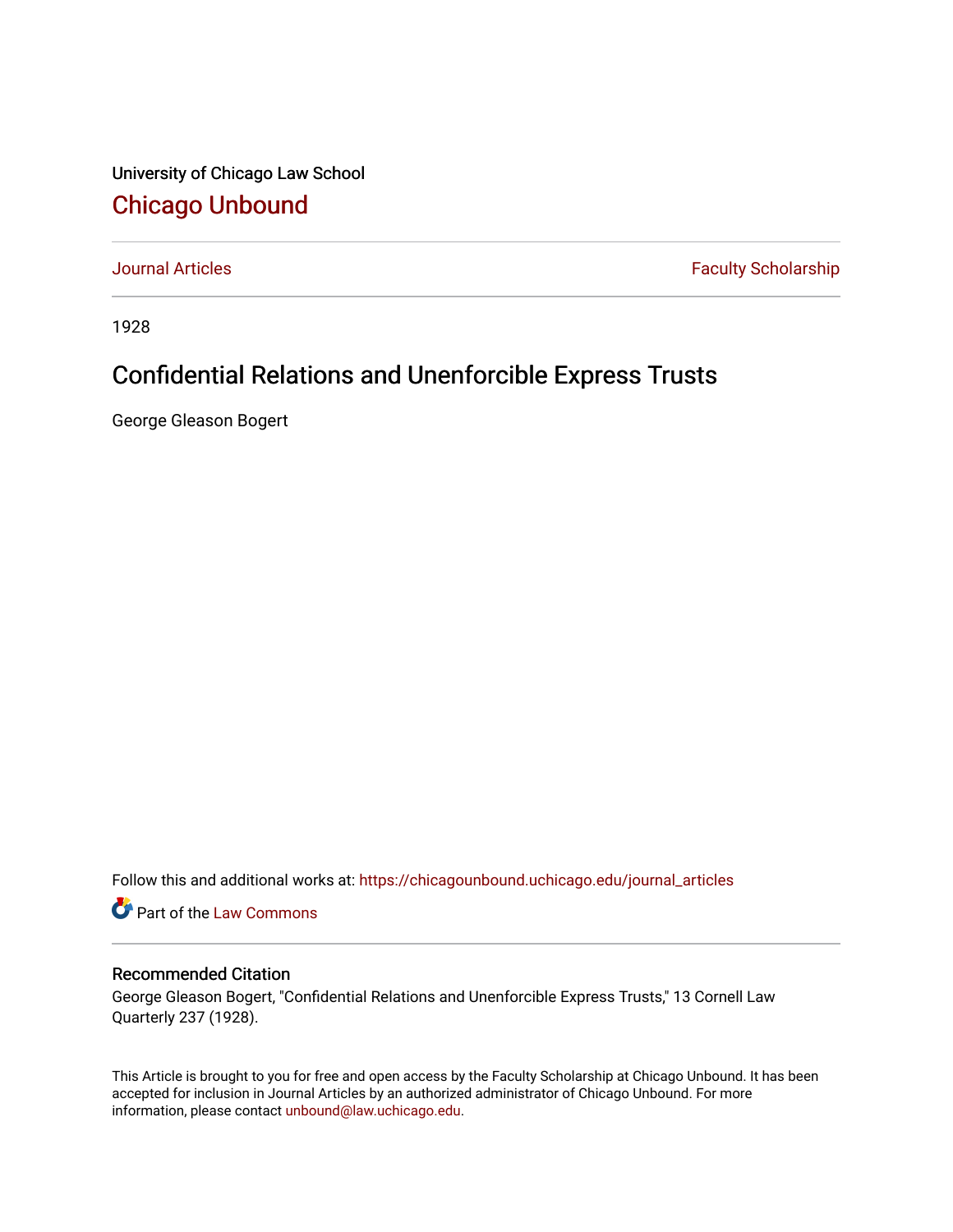University of Chicago Law School

# Chicago Unbound

Journal Articles | Faculty Scholarship

1928

## Confidential Relations and Unenforcible Express Trusts

George Gleason Bogert

Follow this and additional works at: https://chicagounbound.uchicago.edu/journal_articles

Part of the Law Commons

### Recommended Citation

George Gleason Bogert, "Confidential Relations and Unenforcible Express Trusts," 13 Cornell Law Quarterly 237 (1928).

This Article is brought to you for free and open access by the Faculty Scholarship at Chicago Unbound. It has been accepted for inclusion in Journal Articles by an authorized administrator of Chicago Unbound. For more information, please contact unbound@law.uchicago.edu.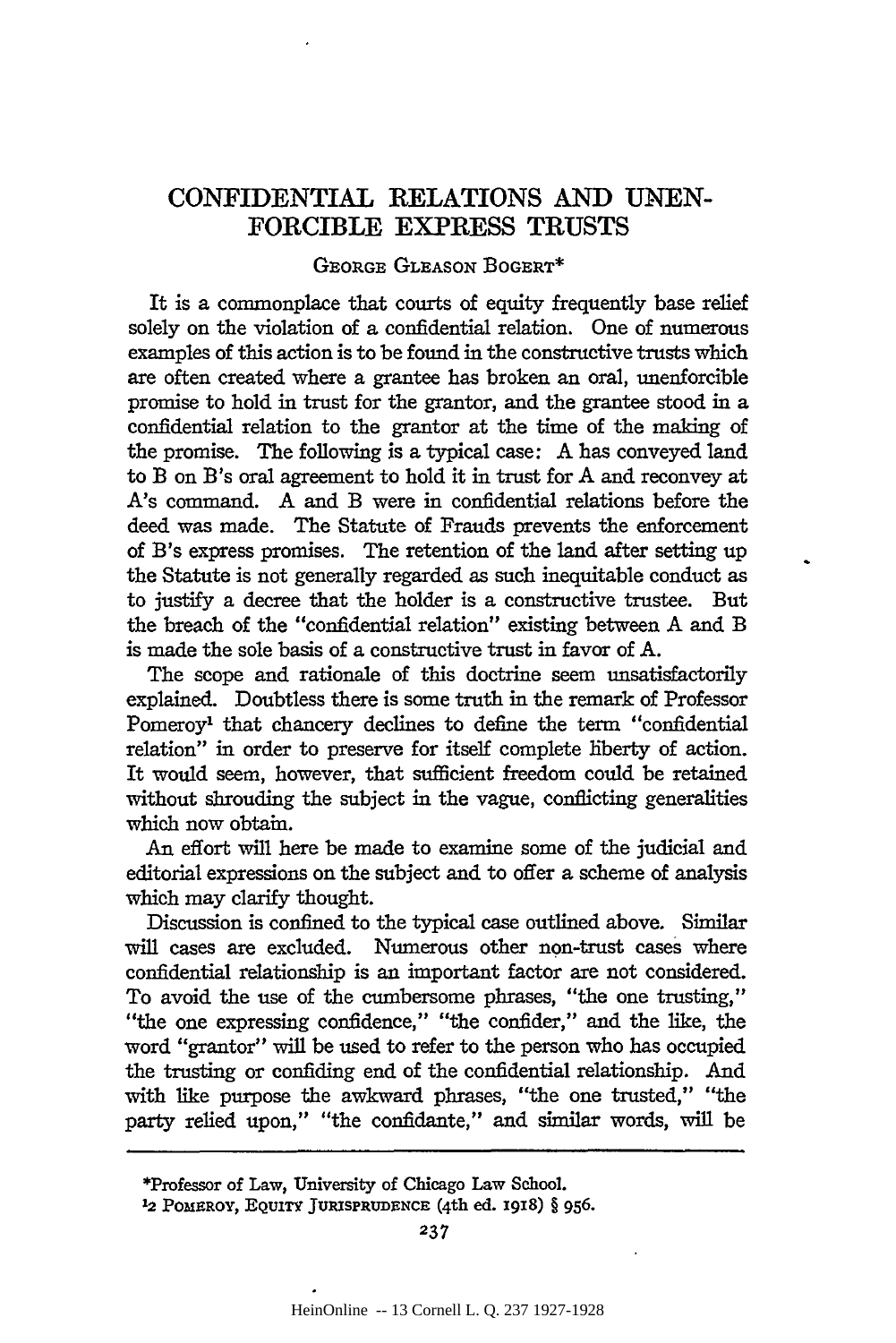# CONFIDENTIAL RELATIONS AND UNENFORCIBLE EXPRESS TRUSTS

GEORGE GLEASON BOGERT*

It is a commonplace that courts of equity frequently base relief solely on the violation of a confidential relation. One of numerous examples of this action is to be found in the constructive trusts which are often created where a grantee has broken an oral, unenforcible promise to hold in trust for the grantor, and the grantee stood in a confidential relation to the grantor at the time of the making of the promise. The following is a typical case: A has conveyed land to B on B's oral agreement to hold it in trust for A and reconvey at A's command. A and B were in confidential relations before the deed was made. The Statute of Frauds prevents the enforcement of B's express promises. The retention of the land after setting up the Statute is not generally regarded as such inequitable conduct as to justify a decree that the holder is a constructive trustee. But the breach of the "confidential relation" existing between A and B is made the sole basis of a constructive trust in favor of A.

The scope and rationale of this doctrine seem unsatisfactorily explained. Doubtless there is some truth in the remark of Professor Pomeroy[1] that chancery declines to define the term "confidential relation" in order to preserve for itself complete liberty of action. It would seem, however, that sufficient freedom could be retained without shrouding the subject in the vague, conflicting generalities which now obtain.

An effort will here be made to examine some of the judicial and editorial expressions on the subject and to offer a scheme of analysis which may clarify thought.

Discussion is confined to the typical case outlined above. Similar will cases are excluded. Numerous other non-trust cases where confidential relationship is an important factor are not considered. To avoid the use of the cumbersome phrases, "the one trusting," "the one expressing confidence," "the confider," and the like, the word "grantor" will be used to refer to the person who has occupied the trusting or confiding end of the confidential relationship. And with like purpose the awkward phrases, "the one trusted," "the party relied upon," "the confidante," and similar words, will be

---

*Professor of Law, University of Chicago Law School.

[1]2 POMEROY, EQUITY JURISPRUDENCE (4th ed. 1918) § 956.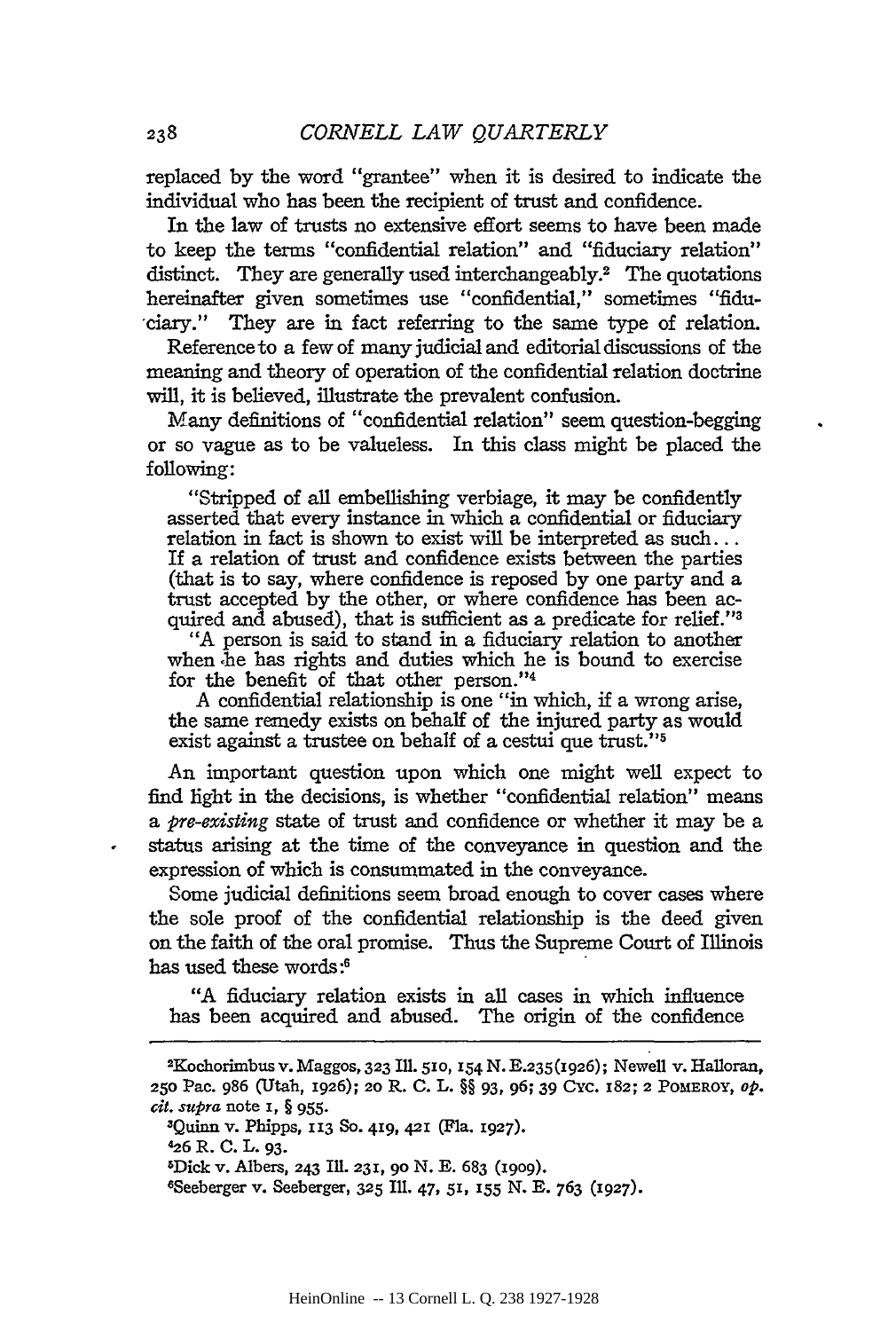replaced by the word "grantee" when it is desired to indicate the individual who has been the recipient of trust and confidence.

In the law of trusts no extensive effort seems to have been made to keep the terms "confidential relation" and "fiduciary relation" distinct. They are generally used interchangeably.[2] The quotations hereinafter given sometimes use "confidential," sometimes "fiduciary." They are in fact referring to the same type of relation.

Reference to a few of many judicial and editorial discussions of the meaning and theory of operation of the confidential relation doctrine will, it is believed, illustrate the prevalent confusion.

Many definitions of "confidential relation" seem question-begging or so vague as to be valueless. In this class might be placed the following:

> "Stripped of all embellishing verbiage, it may be confidently asserted that every instance in which a confidential or fiduciary relation in fact is shown to exist will be interpreted as such... If a relation of trust and confidence exists between the parties (that is to say, where confidence is reposed by one party and a trust accepted by the other, or where confidence has been acquired and abused), that is sufficient as a predicate for relief."[3]
>
> "A person is said to stand in a fiduciary relation to another when he has rights and duties which he is bound to exercise for the benefit of that other person."[4]
>
> A confidential relationship is one "in which, if a wrong arise, the same remedy exists on behalf of the injured party as would exist against a trustee on behalf of a cestui que trust."[5]

An important question upon which one might well expect to find light in the decisions, is whether "confidential relation" means a *pre-existing* state of trust and confidence or whether it may be a status arising at the time of the conveyance in question and the expression of which is consummated in the conveyance.

Some judicial definitions seem broad enough to cover cases where the sole proof of the confidential relationship is the deed given on the faith of the oral promise. Thus the Supreme Court of Illinois has used these words:[6]

> "A fiduciary relation exists in all cases in which influence has been acquired and abused. The origin of the confidence

---

[2] Kochorimbus v. Maggos, 323 Ill. 510, 154 N. E. 235 (1926); Newell v. Halloran, 250 Pac. 986 (Utah, 1926); 20 R. C. L. §§ 93, 96; 39 Cyc. 182; 2 Pomeroy, *op. cit. supra* note 1, § 955.

[3] Quinn v. Phipps, 113 So. 419, 421 (Fla. 1927).

[4] 26 R. C. L. 93.

[5] Dick v. Albers, 243 Ill. 231, 90 N. E. 683 (1909).

[6] Seeberger v. Seeberger, 325 Ill. 47, 51, 155 N. E. 763 (1927).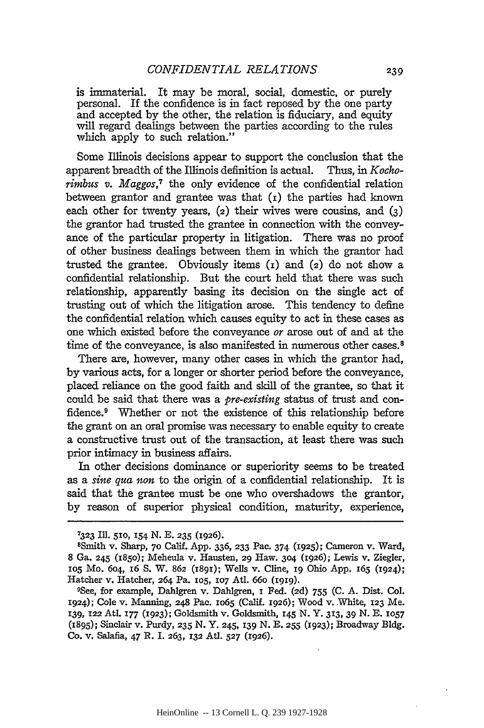is immaterial. It may be moral, social, domestic, or purely personal. If the confidence is in fact reposed by the one party and accepted by the other, the relation is fiduciary, and equity will regard dealings between the parties according to the rules which apply to such relation."

Some Illinois decisions appear to support the conclusion that the apparent breadth of the Illinois definition is actual. Thus, in *Kochorimbus v. Maggos*,[7] the only evidence of the confidential relation between grantor and grantee was that (1) the parties had known each other for twenty years, (2) their wives were cousins, and (3) the grantor had trusted the grantee in connection with the conveyance of the particular property in litigation. There was no proof of other business dealings between them in which the grantor had trusted the grantee. Obviously items (1) and (2) do not show a confidential relationship. But the court held that there was such relationship, apparently basing its decision on the single act of trusting out of which the litigation arose. This tendency to define the confidential relation which causes equity to act in these cases as one which existed before the conveyance *or* arose out of and at the time of the conveyance, is also manifested in numerous other cases.[8]

There are, however, many other cases in which the grantor had, by various acts, for a longer or shorter period before the conveyance, placed reliance on the good faith and skill of the grantee, so that it could be said that there was a *pre-existing* status of trust and confidence.[9] Whether or not the existence of this relationship before the grant on an oral promise was necessary to enable equity to create a constructive trust out of the transaction, at least there was such prior intimacy in business affairs.

In other decisions dominance or superiority seems to be treated as a *sine qua non* to the origin of a confidential relationship. It is said that the grantee must be one who overshadows the grantor, by reason of superior physical condition, maturity, experience,

---

[7]323 Ill. 510, 154 N. E. 235 (1926).

[8]Smith v. Sharp, 70 Calif. App. 336, 233 Pac. 374 (1925); Cameron v. Ward, 8 Ga. 245 (1850); Meheula v. Hausten, 29 Haw. 304 (1926); Lewis v. Ziegler, 105 Mo. 604, 16 S. W. 862 (1891); Wells v. Cline, 19 Ohio App. 165 (1924); Hatcher v. Hatcher, 264 Pa. 105, 107 Atl. 660 (1919).

[9]See, for example, Dahlgren v. Dahlgren, 1 Fed. (2d) 755 (C. A. Dist. Col. 1924); Cole v. Manning, 248 Pac. 1065 (Calif. 1926); Wood v. White, 123 Me. 139, 122 Atl. 177 (1923); Goldsmith v. Goldsmith, 145 N. Y. 313, 39 N. E. 1057 (1895); Sinclair v. Purdy, 235 N. Y. 245, 139 N. E. 255 (1923); Broadway Bldg. Co. v. Salafia, 47 R. I. 263, 132 Atl. 527 (1926).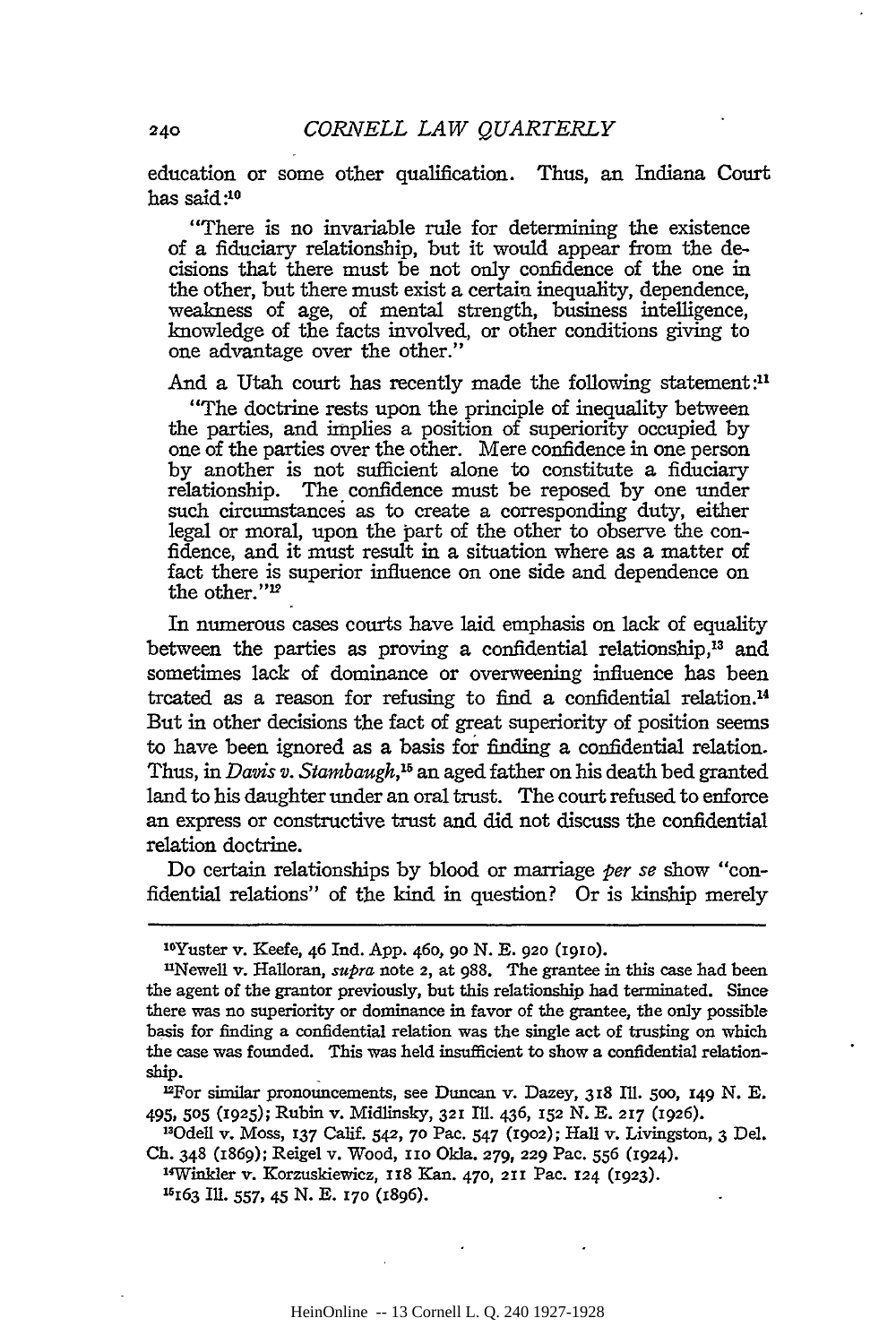education or some other qualification. Thus, an Indiana Court has said:[10]

> "There is no invariable rule for determining the existence of a fiduciary relationship, but it would appear from the decisions that there must be not only confidence of the one in the other, but there must exist a certain inequality, dependence, weakness of age, of mental strength, business intelligence, knowledge of the facts involved, or other conditions giving to one advantage over the other."

And a Utah court has recently made the following statement:[11]

> "The doctrine rests upon the principle of inequality between the parties, and implies a position of superiority occupied by one of the parties over the other. Mere confidence in one person by another is not sufficient alone to constitute a fiduciary relationship. The confidence must be reposed by one under such circumstances as to create a corresponding duty, either legal or moral, upon the part of the other to observe the confidence, and it must result in a situation where as a matter of fact there is superior influence on one side and dependence on the other."[12]

In numerous cases courts have laid emphasis on lack of equality between the parties as proving a confidential relationship,[13] and sometimes lack of dominance or overweening influence has been treated as a reason for refusing to find a confidential relation.[14] But in other decisions the fact of great superiority of position seems to have been ignored as a basis for finding a confidential relation. Thus, in *Davis v. Stambaugh*,[15] an aged father on his death bed granted land to his daughter under an oral trust. The court refused to enforce an express or constructive trust and did not discuss the confidential relation doctrine.

Do certain relationships by blood or marriage *per se* show "confidential relations" of the kind in question? Or is kinship merely

---

[10]Yuster v. Keefe, 46 Ind. App. 460, 90 N. E. 920 (1910).

[11]Newell v. Halloran, *supra* note 2, at 988. The grantee in this case had been the agent of the grantor previously, but this relationship had terminated. Since there was no superiority or dominance in favor of the grantee, the only possible basis for finding a confidential relation was the single act of trusting on which the case was founded. This was held insufficient to show a confidential relationship.

[12]For similar pronouncements, see Duncan v. Dazey, 318 Ill. 500, 149 N. E. 495, 505 (1925); Rubin v. Midlinsky, 321 Ill. 436, 152 N. E. 217 (1926).

[13]Odell v. Moss, 137 Calif. 542, 70 Pac. 547 (1902); Hall v. Livingston, 3 Del. Ch. 348 (1869); Reigel v. Wood, 110 Okla. 279, 229 Pac. 556 (1924).

[14]Winkler v. Korzuskiewicz, 118 Kan. 470, 211 Pac. 124 (1923).

[15]163 Ill. 557, 45 N. E. 170 (1896).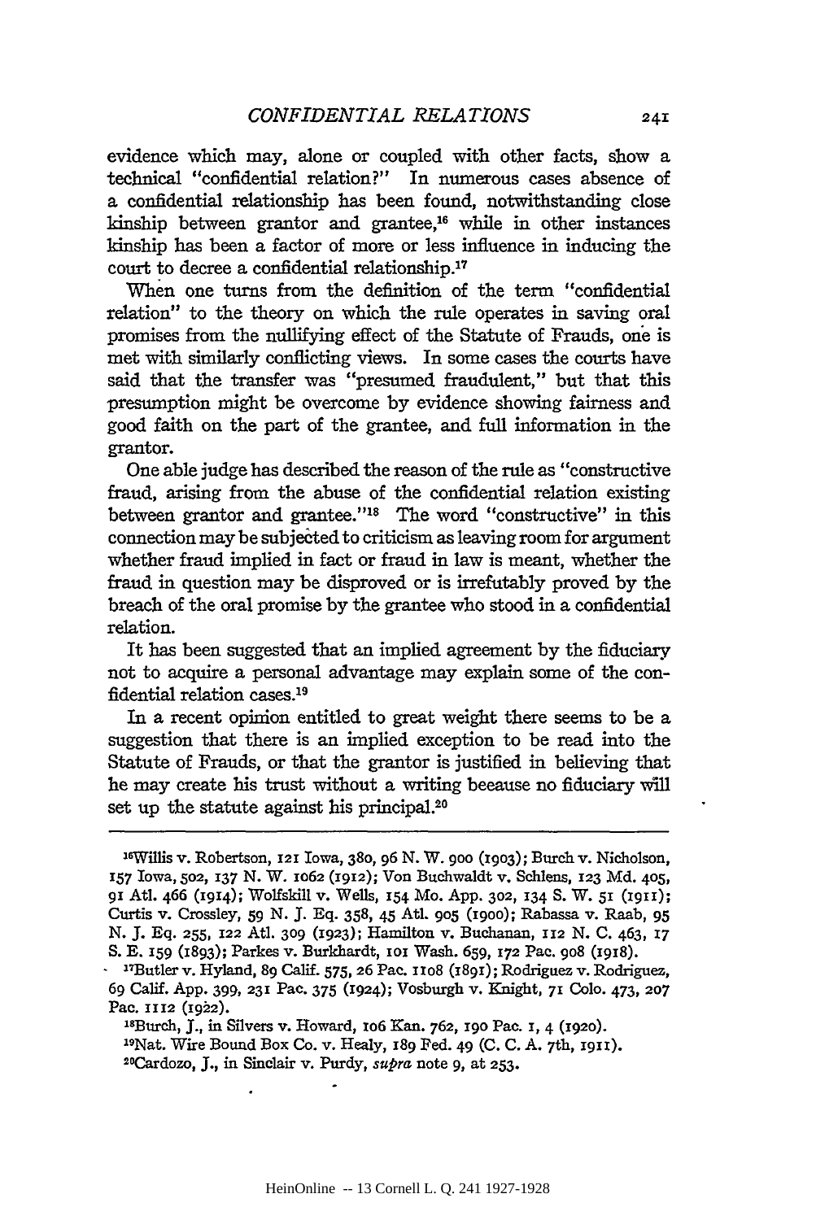evidence which may, alone or coupled with other facts, show a technical "confidential relation?" In numerous cases absence of a confidential relationship has been found, notwithstanding close kinship between grantor and grantee,[16] while in other instances kinship has been a factor of more or less influence in inducing the court to decree a confidential relationship.[17]

When one turns from the definition of the term "confidential relation" to the theory on which the rule operates in saving oral promises from the nullifying effect of the Statute of Frauds, one is met with similarly conflicting views. In some cases the courts have said that the transfer was "presumed fraudulent," but that this presumption might be overcome by evidence showing fairness and good faith on the part of the grantee, and full information in the grantor.

One able judge has described the reason of the rule as "constructive fraud, arising from the abuse of the confidential relation existing between grantor and grantee."[18] The word "constructive" in this connection may be subjected to criticism as leaving room for argument whether fraud implied in fact or fraud in law is meant, whether the fraud in question may be disproved or is irrefutably proved by the breach of the oral promise by the grantee who stood in a confidential relation.

It has been suggested that an implied agreement by the fiduciary not to acquire a personal advantage may explain some of the confidential relation cases.[19]

In a recent opinion entitled to great weight there seems to be a suggestion that there is an implied exception to be read into the Statute of Frauds, or that the grantor is justified in believing that he may create his trust without a writing beeause no fiduciary will set up the statute against his principal.[20]

---

[16]Willis v. Robertson, 121 Iowa, 380, 96 N. W. 900 (1903); Burch v. Nicholson, 157 Iowa, 502, 137 N. W. 1062 (1912); Von Buchwaldt v. Schlens, 123 Md. 405, 91 Atl. 466 (1914); Wolfskill v. Wells, 154 Mo. App. 302, 134 S. W. 51 (1911); Curtis v. Crossley, 59 N. J. Eq. 358, 45 Atl. 905 (1900); Rabassa v. Raab, 95 N. J. Eq. 255, 122 Atl. 309 (1923); Hamilton v. Buchanan, 112 N. C. 463, 17 S. E. 159 (1893); Parkes v. Burkhardt, 101 Wash. 659, 172 Pac. 908 (1918).

[17]Butler v. Hyland, 89 Calif. 575, 26 Pac. 1108 (1891); Rodriguez v. Rodriguez, 69 Calif. App. 399, 231 Pac. 375 (1924); Vosburgh v. Knight, 71 Colo. 473, 207 Pac. 1112 (1922).

[18]Burch, J., in Silvers v. Howard, 106 Kan. 762, 190 Pac. 1, 4 (1920).

[19]Nat. Wire Bound Box Co. v. Healy, 189 Fed. 49 (C. C. A. 7th, 1911).

[20]Cardozo, J., in Sinclair v. Purdy, *supra* note 9, at 253.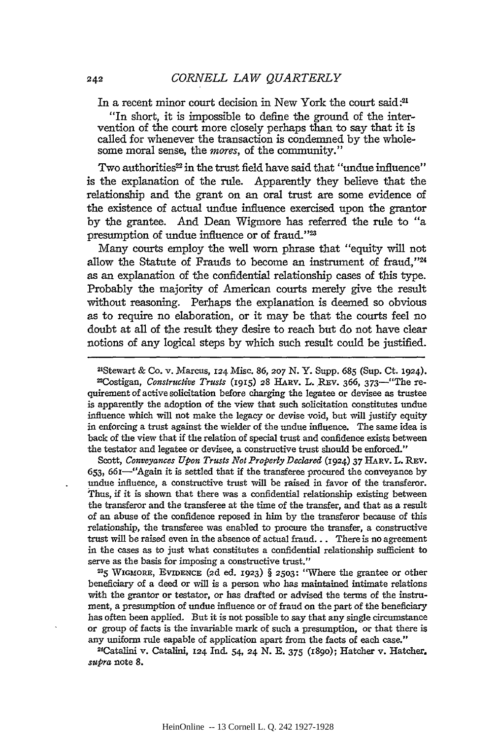In a recent minor court decision in New York the court said:[21]

"In short, it is impossible to define the ground of the intervention of the court more closely perhaps than to say that it is called for whenever the transaction is condemned by the wholesome moral sense, the *mores*, of the community."

Two authorities[22] in the trust field have said that "undue influence" is the explanation of the rule. Apparently they believe that the relationship and the grant on an oral trust are some evidence of the existence of actual undue influence exercised upon the grantor by the grantee. And Dean Wigmore has referred the rule to "a presumption of undue influence or of fraud."[23]

Many courts employ the well worn phrase that "equity will not allow the Statute of Frauds to become an instrument of fraud,"[24] as an explanation of the confidential relationship cases of this type. Probably the majority of American courts merely give the result without reasoning. Perhaps the explanation is deemed so obvious as to require no elaboration, or it may be that the courts feel no doubt at all of the result they desire to reach but do not have clear notions of any logical steps by which such result could be justified.

---

[21]Stewart & Co. v. Marcus, 124 Misc. 86, 207 N. Y. Supp. 685 (Sup. Ct. 1924).

[22]Costigan, *Constructive Trusts* (1915) 28 HARV. L. REV. 366, 373—"The requirement of active solicitation before charging the legatee or devisee as trustee is apparently the adoption of the view that such solicitation constitutes undue influence which will not make the legacy or devise void, but will justify equity in enforcing a trust against the wielder of the undue influence. The same idea is back of the view that if the relation of special trust and confidence exists between the testator and legatee or devisee, a constructive trust should be enforced."

Scott, *Conveyances Upon Trusts Not Properly Declared* (1924) 37 HARV. L. REV. 653, 661—"Again it is settled that if the transferee procured the conveyance by undue influence, a constructive trust will be raised in favor of the transferor. Thus, if it is shown that there was a confidential relationship existing between the transferor and the transferee at the time of the transfer, and that as a result of an abuse of the confidence reposed in him by the transferor because of this relationship, the transferee was enabled to procure the transfer, a constructive trust will be raised even in the absence of actual fraud... There is no agreement in the cases as to just what constitutes a confidential relationship sufficient to serve as the basis for imposing a constructive trust."

[23]5 WIGMORE, EVIDENCE (2d ed. 1923) § 2503: "Where the grantee or other beneficiary of a deed or will is a person who has maintained intimate relations with the grantor or testator, or has drafted or advised the terms of the instrument, a presumption of undue influence or of fraud on the part of the beneficiary has often been applied. But it is not possible to say that any single circumstance or group of facts is the invariable mark of such a presumption, or that there is any uniform rule capable of application apart from the facts of each case."

[24]Catalini v. Catalini, 124 Ind. 54, 24 N. E. 375 (1890); Hatcher v. Hatcher, *supra* note 8.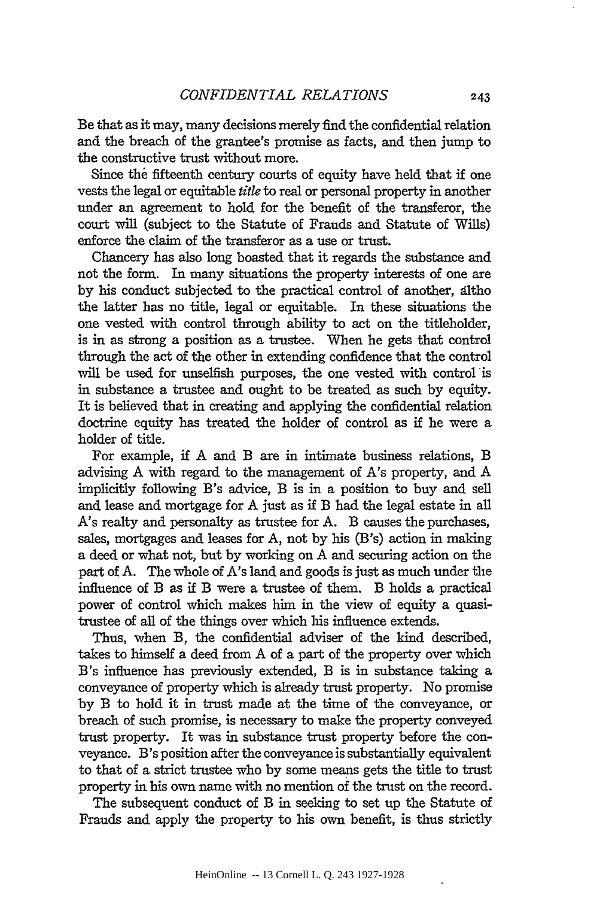Be that as it may, many decisions merely find the confidential relation and the breach of the grantee's promise as facts, and then jump to the constructive trust without more.

Since the fifteenth century courts of equity have held that if one vests the legal or equitable *title* to real or personal property in another under an agreement to hold for the benefit of the transferor, the court will (subject to the Statute of Frauds and Statute of Wills) enforce the claim of the transferor as a use or trust.

Chancery has also long boasted that it regards the substance and not the form. In many situations the property interests of one are by his conduct subjected to the practical control of another, altho the latter has no title, legal or equitable. In these situations the one vested with control through ability to act on the titleholder, is in as strong a position as a trustee. When he gets that control through the act of the other in extending confidence that the control will be used for unselfish purposes, the one vested with control is in substance a trustee and ought to be treated as such by equity. It is believed that in creating and applying the confidential relation doctrine equity has treated the holder of control as if he were a holder of title.

For example, if A and B are in intimate business relations, B advising A with regard to the management of A's property, and A implicitly following B's advice, B is in a position to buy and sell and lease and mortgage for A just as if B had the legal estate in all A's realty and personalty as trustee for A. B causes the purchases, sales, mortgages and leases for A, not by his (B's) action in making a deed or what not, but by working on A and securing action on the part of A. The whole of A's land and goods is just as much under the influence of B as if B were a trustee of them. B holds a practical power of control which makes him in the view of equity a quasi-trustee of all of the things over which his influence extends.

Thus, when B, the confidential adviser of the kind described, takes to himself a deed from A of a part of the property over which B's influence has previously extended, B is in substance taking a conveyance of property which is already trust property. No promise by B to hold it in trust made at the time of the conveyance, or breach of such promise, is necessary to make the property conveyed trust property. It was in substance trust property before the conveyance. B's position after the conveyance is substantially equivalent to that of a strict trustee who by some means gets the title to trust property in his own name with no mention of the trust on the record.

The subsequent conduct of B in seeking to set up the Statute of Frauds and apply the property to his own benefit, is thus strictly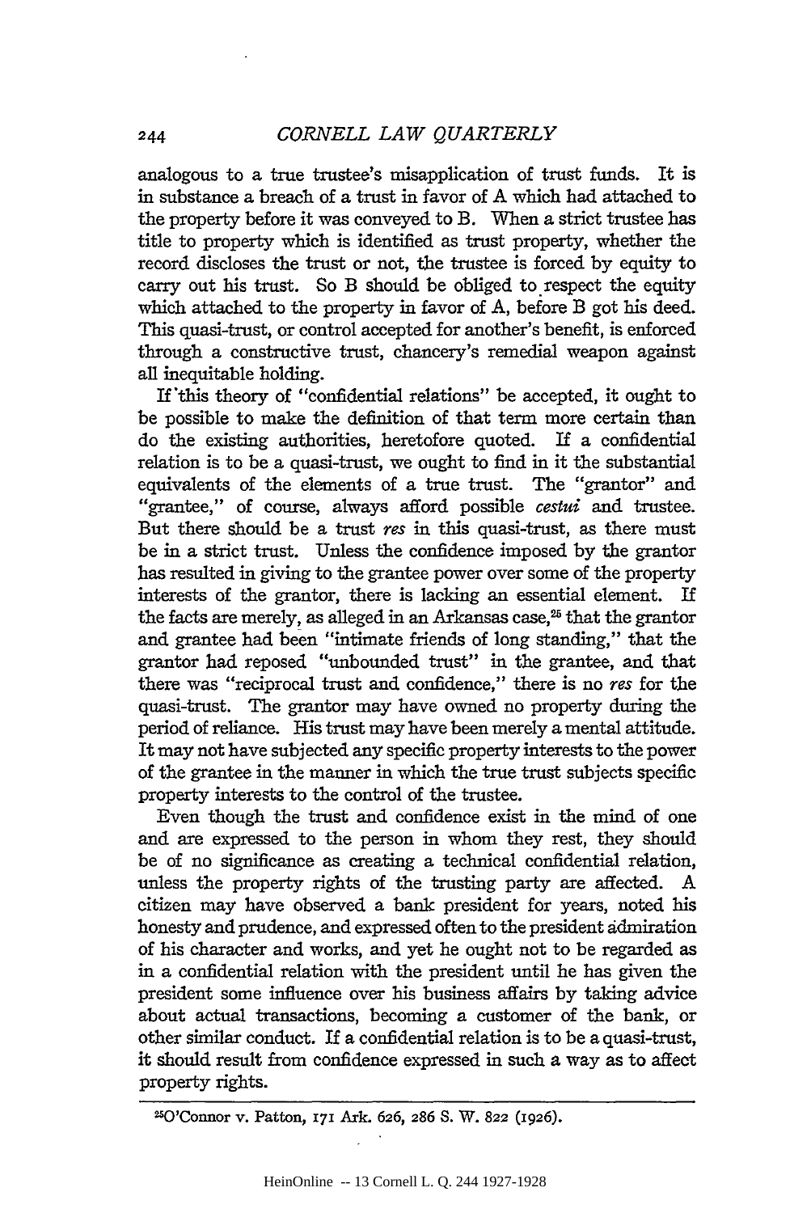analogous to a true trustee's misapplication of trust funds. It is in substance a breach of a trust in favor of A which had attached to the property before it was conveyed to B. When a strict trustee has title to property which is identified as trust property, whether the record discloses the trust or not, the trustee is forced by equity to carry out his trust. So B should be obliged to respect the equity which attached to the property in favor of A, before B got his deed. This quasi-trust, or control accepted for another's benefit, is enforced through a constructive trust, chancery's remedial weapon against all inequitable holding.

If this theory of "confidential relations" be accepted, it ought to be possible to make the definition of that term more certain than do the existing authorities, heretofore quoted. If a confidential relation is to be a quasi-trust, we ought to find in it the substantial equivalents of the elements of a true trust. The "grantor" and "grantee," of course, always afford possible *cestui* and trustee. But there should be a trust *res* in this quasi-trust, as there must be in a strict trust. Unless the confidence imposed by the grantor has resulted in giving to the grantee power over some of the property interests of the grantor, there is lacking an essential element. If the facts are merely, as alleged in an Arkansas case,[25] that the grantor and grantee had been "intimate friends of long standing," that the grantor had reposed "unbounded trust" in the grantee, and that there was "reciprocal trust and confidence," there is no *res* for the quasi-trust. The grantor may have owned no property during the period of reliance. His trust may have been merely a mental attitude. It may not have subjected any specific property interests to the power of the grantee in the manner in which the true trust subjects specific property interests to the control of the trustee.

Even though the trust and confidence exist in the mind of one and are expressed to the person in whom they rest, they should be of no significance as creating a technical confidential relation, unless the property rights of the trusting party are affected. A citizen may have observed a bank president for years, noted his honesty and prudence, and expressed often to the president admiration of his character and works, and yet he ought not to be regarded as in a confidential relation with the president until he has given the president some influence over his business affairs by taking advice about actual transactions, becoming a customer of the bank, or other similar conduct. If a confidential relation is to be a quasi-trust, it should result from confidence expressed in such a way as to affect property rights.

---

[25] O'Connor v. Patton, 171 Ark. 626, 286 S. W. 822 (1926).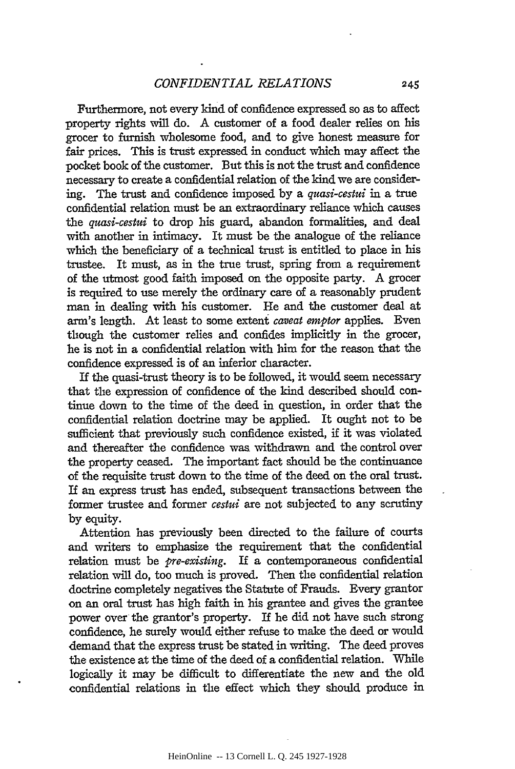Furthermore, not every kind of confidence expressed so as to affect property rights will do. A customer of a food dealer relies on his grocer to furnish wholesome food, and to give honest measure for fair prices. This is trust expressed in conduct which may affect the pocket book of the customer. But this is not the trust and confidence necessary to create a confidential relation of the kind we are considering. The trust and confidence imposed by a *quasi-cestui* in a true confidential relation must be an extraordinary reliance which causes the *quasi-cestui* to drop his guard, abandon formalities, and deal with another in intimacy. It must be the analogue of the reliance which the beneficiary of a technical trust is entitled to place in his trustee. It must, as in the true trust, spring from a requirement of the utmost good faith imposed on the opposite party. A grocer is required to use merely the ordinary care of a reasonably prudent man in dealing with his customer. He and the customer deal at arm's length. At least to some extent *caveat emptor* applies. Even though the customer relies and confides implicitly in the grocer, he is not in a confidential relation with him for the reason that the confidence expressed is of an inferior character.

If the quasi-trust theory is to be followed, it would seem necessary that the expression of confidence of the kind described should continue down to the time of the deed in question, in order that the confidential relation doctrine may be applied. It ought not to be sufficient that previously such confidence existed, if it was violated and thereafter the confidence was withdrawn and the control over the property ceased. The important fact should be the continuance of the requisite trust down to the time of the deed on the oral trust. If an express trust has ended, subsequent transactions between the former trustee and former *cestui* are not subjected to any scrutiny by equity.

Attention has previously been directed to the failure of courts and writers to emphasize the requirement that the confidential relation must be *pre-existing*. If a contemporaneous confidential relation will do, too much is proved. Then the confidential relation doctrine completely negatives the Statute of Frauds. Every grantor on an oral trust has high faith in his grantee and gives the grantee power over the grantor's property. If he did not have such strong confidence, he surely would either refuse to make the deed or would demand that the express trust be stated in writing. The deed proves the existence at the time of the deed of a confidential relation. While logically it may be difficult to differentiate the new and the old confidential relations in the effect which they should produce in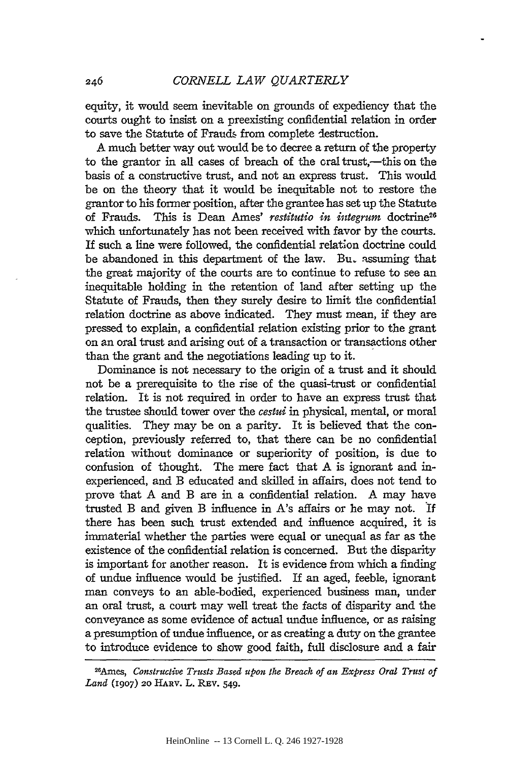equity, it would seem inevitable on grounds of expediency that the courts ought to insist on a preexisting confidential relation in order to save the Statute of Frauds from complete destruction.

A much better way out would be to decree a return of the property to the grantor in all cases of breach of the oral trust,—this on the basis of a constructive trust, and not an express trust. This would be on the theory that it would be inequitable not to restore the grantor to his former position, after the grantee has set up the Statute of Frauds. This is Dean Ames' *restitutio in integrum* doctrine[26] which unfortunately has not been received with favor by the courts. If such a line were followed, the confidential relation doctrine could be abandoned in this department of the law. But assuming that the great majority of the courts are to continue to refuse to see an inequitable holding in the retention of land after setting up the Statute of Frauds, then they surely desire to limit the confidential relation doctrine as above indicated. They must mean, if they are pressed to explain, a confidential relation existing prior to the grant on an oral trust and arising out of a transaction or transactions other than the grant and the negotiations leading up to it.

Dominance is not necessary to the origin of a trust and it should not be a prerequisite to the rise of the quasi-trust or confidential relation. It is not required in order to have an express trust that the trustee should tower over the *cestui* in physical, mental, or moral qualities. They may be on a parity. It is believed that the conception, previously referred to, that there can be no confidential relation without dominance or superiority of position, is due to confusion of thought. The mere fact that A is ignorant and inexperienced, and B educated and skilled in affairs, does not tend to prove that A and B are in a confidential relation. A may have trusted B and given B influence in A's affairs or he may not. If there has been such trust extended and influence acquired, it is immaterial whether the parties were equal or unequal as far as the existence of the confidential relation is concerned. But the disparity is important for another reason. It is evidence from which a finding of undue influence would be justified. If an aged, feeble, ignorant man conveys to an able-bodied, experienced business man, under an oral trust, a court may well treat the facts of disparity and the conveyance as some evidence of actual undue influence, or as raising a presumption of undue influence, or as creating a duty on the grantee to introduce evidence to show good faith, full disclosure and a fair

---

[26]Ames, *Constructive Trusts Based upon the Breach of an Express Oral Trust of Land* (1907) 20 HARV. L. REV. 549.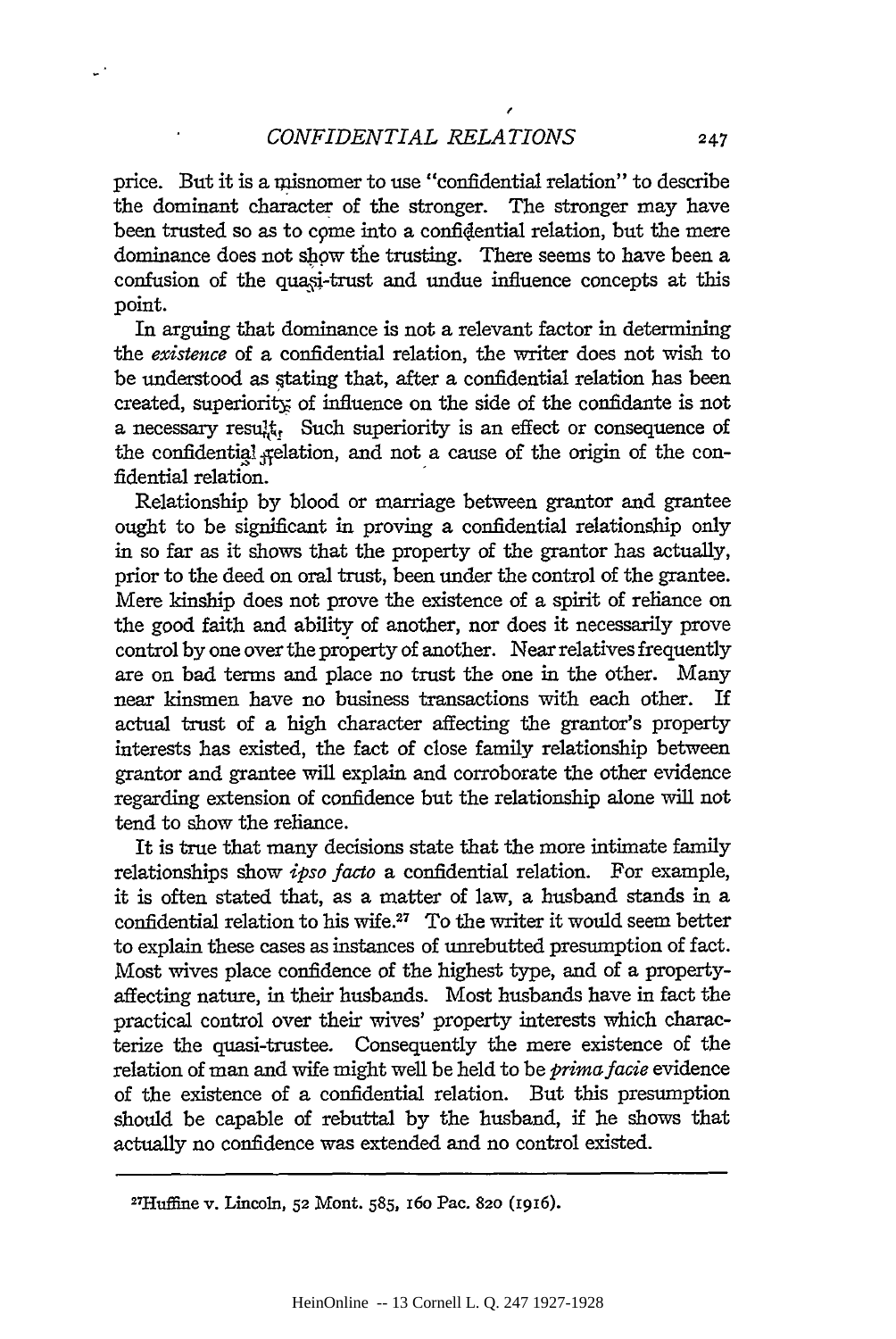price. But it is a misnomer to use "confidential relation" to describe the dominant character of the stronger. The stronger may have been trusted so as to come into a confidential relation, but the mere dominance does not show the trusting. There seems to have been a confusion of the quasi-trust and undue influence concepts at this point.

In arguing that dominance is not a relevant factor in determining the *existence* of a confidential relation, the writer does not wish to be understood as stating that, after a confidential relation has been created, superiority of influence on the side of the confidante is not a necessary result. Such superiority is an effect or consequence of the confidential relation, and not a cause of the origin of the confidential relation.

Relationship by blood or marriage between grantor and grantee ought to be significant in proving a confidential relationship only in so far as it shows that the property of the grantor has actually, prior to the deed on oral trust, been under the control of the grantee. Mere kinship does not prove the existence of a spirit of reliance on the good faith and ability of another, nor does it necessarily prove control by one over the property of another. Near relatives frequently are on bad terms and place no trust the one in the other. Many near kinsmen have no business transactions with each other. If actual trust of a high character affecting the grantor's property interests has existed, the fact of close family relationship between grantor and grantee will explain and corroborate the other evidence regarding extension of confidence but the relationship alone will not tend to show the reliance.

It is true that many decisions state that the more intimate family relationships show *ipso facto* a confidential relation. For example, it is often stated that, as a matter of law, a husband stands in a confidential relation to his wife.[27] To the writer it would seem better to explain these cases as instances of unrebutted presumption of fact. Most wives place confidence of the highest type, and of a property-affecting nature, in their husbands. Most husbands have in fact the practical control over their wives' property interests which characterize the quasi-trustee. Consequently the mere existence of the relation of man and wife might well be held to be *prima facie* evidence of the existence of a confidential relation. But this presumption should be capable of rebuttal by the husband, if he shows that actually no confidence was extended and no control existed.

---

[27]Huffine v. Lincoln, 52 Mont. 585, 160 Pac. 820 (1916).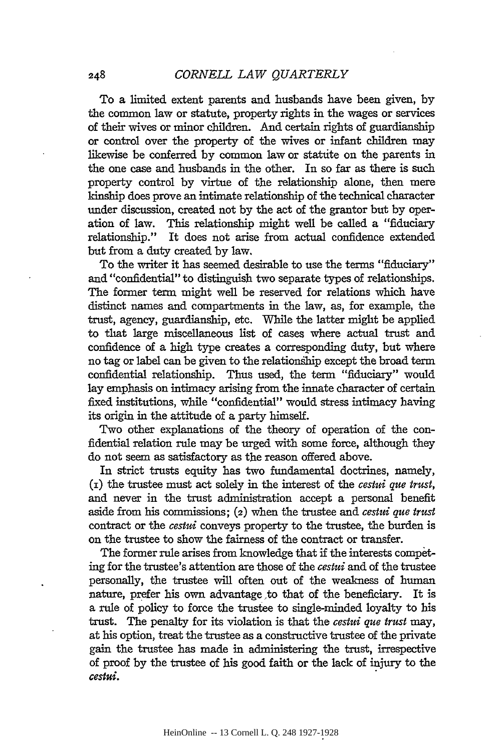To a limited extent parents and husbands have been given, by the common law or statute, property rights in the wages or services of their wives or minor children. And certain rights of guardianship or control over the property of the wives or infant children may likewise be conferred by common law or statute on the parents in the one case and husbands in the other. In so far as there is such property control by virtue of the relationship alone, then mere kinship does prove an intimate relationship of the technical character under discussion, created not by the act of the grantor but by operation of law. This relationship might well be called a "fiduciary relationship." It does not arise from actual confidence extended but from a duty created by law.

To the writer it has seemed desirable to use the terms "fiduciary" and "confidential" to distinguish two separate types of relationships. The former term might well be reserved for relations which have distinct names and compartments in the law, as, for example, the trust, agency, guardianship, etc. While the latter might be applied to that large miscellaneous list of cases where actual trust and confidence of a high type creates a corresponding duty, but where no tag or label can be given to the relationship except the broad term confidential relationship. Thus used, the term "fiduciary" would lay emphasis on intimacy arising from the innate character of certain fixed institutions, while "confidential" would stress intimacy having its origin in the attitude of a party himself.

Two other explanations of the theory of operation of the confidential relation rule may be urged with some force, although they do not seem as satisfactory as the reason offered above.

In strict trusts equity has two fundamental doctrines, namely, (1) the trustee must act solely in the interest of the *cestui que trust*, and never in the trust administration accept a personal benefit aside from his commissions; (2) when the trustee and *cestui que trust* contract or the *cestui* conveys property to the trustee, the burden is on the trustee to show the fairness of the contract or transfer.

The former rule arises from knowledge that if the interests competing for the trustee's attention are those of the *cestui* and of the trustee personally, the trustee will often out of the weakness of human nature, prefer his own advantage to that of the beneficiary. It is a rule of policy to force the trustee to single-minded loyalty to his trust. The penalty for its violation is that the *cestui que trust* may, at his option, treat the trustee as a constructive trustee of the private gain the trustee has made in administering the trust, irrespective of proof by the trustee of his good faith or the lack of injury to the *cestui*.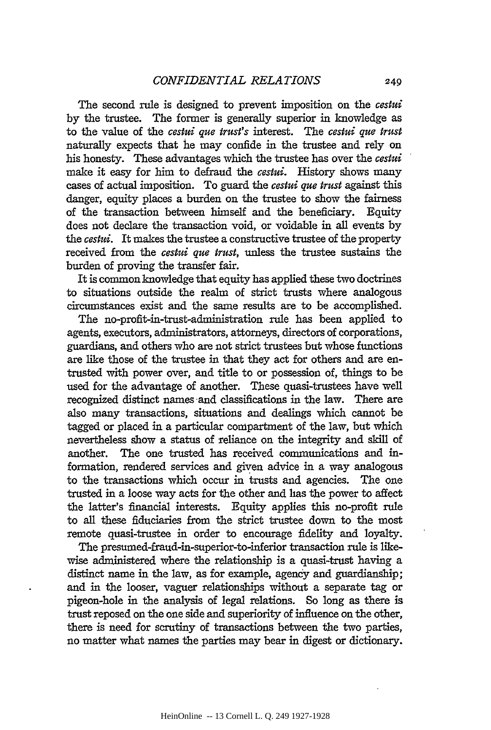The second rule is designed to prevent imposition on the *cestui* by the trustee. The former is generally superior in knowledge as to the value of the *cestui que trust's* interest. The *cestui que trust* naturally expects that he may confide in the trustee and rely on his honesty. These advantages which the trustee has over the *cestui* make it easy for him to defraud the *cestui*. History shows many cases of actual imposition. To guard the *cestui que trust* against this danger, equity places a burden on the trustee to show the fairness of the transaction between himself and the beneficiary. Equity does not declare the transaction void, or voidable in all events by the *cestui*. It makes the trustee a constructive trustee of the property received from the *cestui que trust*, unless the trustee sustains the burden of proving the transfer fair.

It is common knowledge that equity has applied these two doctrines to situations outside the realm of strict trusts where analogous circumstances exist and the same results are to be accomplished.

The no-profit-in-trust-administration rule has been applied to agents, executors, administrators, attorneys, directors of corporations, guardians, and others who are not strict trustees but whose functions are like those of the trustee in that they act for others and are entrusted with power over, and title to or possession of, things to be used for the advantage of another. These quasi-trustees have well recognized distinct names and classifications in the law. There are also many transactions, situations and dealings which cannot be tagged or placed in a particular compartment of the law, but which nevertheless show a status of reliance on the integrity and skill of another. The one trusted has received communications and information, rendered services and given advice in a way analogous to the transactions which occur in trusts and agencies. The one trusted in a loose way acts for the other and has the power to affect the latter's financial interests. Equity applies this no-profit rule to all these fiduciaries from the strict trustee down to the most remote quasi-trustee in order to encourage fidelity and loyalty.

The presumed-fraud-in-superior-to-inferior transaction rule is likewise administered where the relationship is a quasi-trust having a distinct name in the law, as for example, agency and guardianship; and in the looser, vaguer relationships without a separate tag or pigeon-hole in the analysis of legal relations. So long as there is trust reposed on the one side and superiority of influence on the other, there is need for scrutiny of transactions between the two parties, no matter what names the parties may bear in digest or dictionary.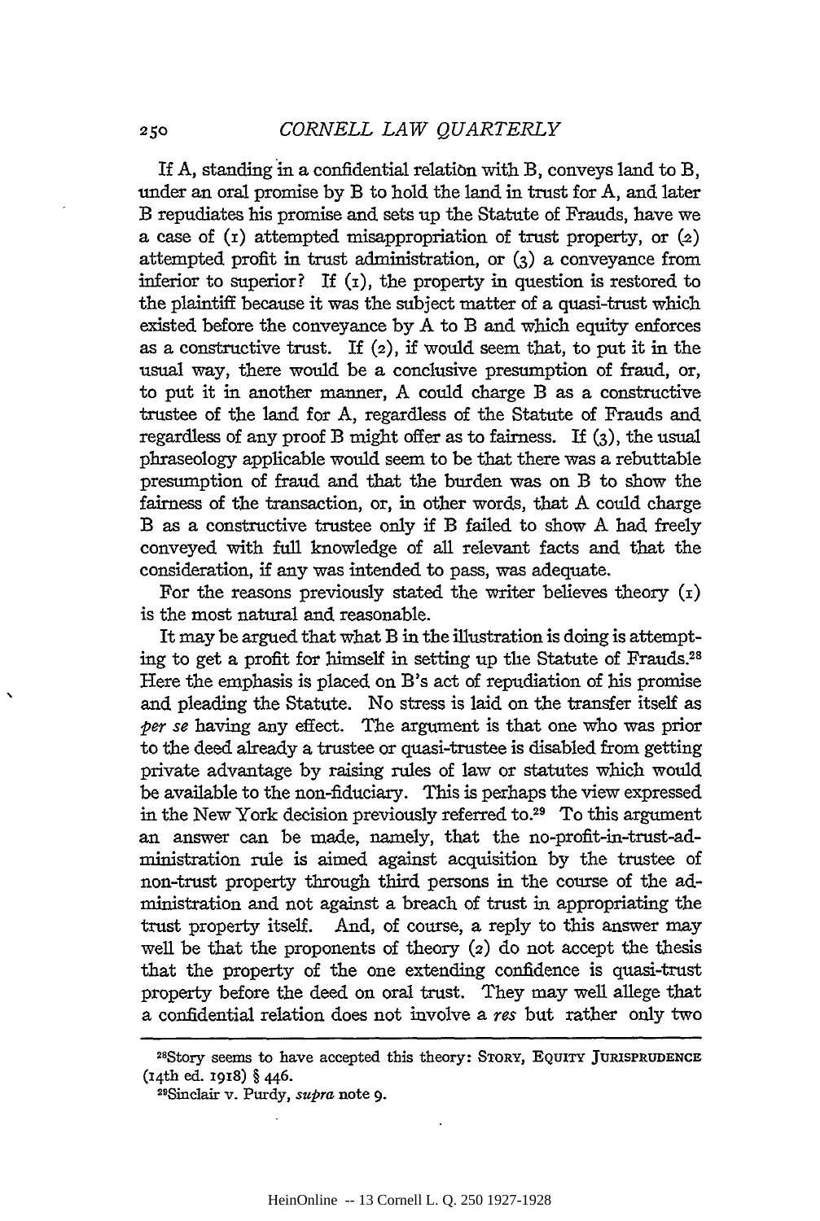If A, standing in a confidential relation with B, conveys land to B, under an oral promise by B to hold the land in trust for A, and later B repudiates his promise and sets up the Statute of Frauds, have we a case of (1) attempted misappropriation of trust property, or (2) attempted profit in trust administration, or (3) a conveyance from inferior to superior? If (1), the property in question is restored to the plaintiff because it was the subject matter of a quasi-trust which existed before the conveyance by A to B and which equity enforces as a constructive trust. If (2), if would seem that, to put it in the usual way, there would be a conclusive presumption of fraud, or, to put it in another manner, A could charge B as a constructive trustee of the land for A, regardless of the Statute of Frauds and regardless of any proof B might offer as to fairness. If (3), the usual phraseology applicable would seem to be that there was a rebuttable presumption of fraud and that the burden was on B to show the fairness of the transaction, or, in other words, that A could charge B as a constructive trustee only if B failed to show A had freely conveyed with full knowledge of all relevant facts and that the consideration, if any was intended to pass, was adequate.

For the reasons previously stated the writer believes theory (1) is the most natural and reasonable.

It may be argued that what B in the illustration is doing is attempting to get a profit for himself in setting up the Statute of Frauds.[28] Here the emphasis is placed on B's act of repudiation of his promise and pleading the Statute. No stress is laid on the transfer itself as *per se* having any effect. The argument is that one who was prior to the deed already a trustee or quasi-trustee is disabled from getting private advantage by raising rules of law or statutes which would be available to the non-fiduciary. This is perhaps the view expressed in the New York decision previously referred to.[29] To this argument an answer can be made, namely, that the no-profit-in-trust-administration rule is aimed against acquisition by the trustee of non-trust property through third persons in the course of the administration and not against a breach of trust in appropriating the trust property itself. And, of course, a reply to this answer may well be that the proponents of theory (2) do not accept the thesis that the property of the one extending confidence is quasi-trust property before the deed on oral trust. They may well allege that a confidential relation does not involve a *res* but rather only two

---

[28]Story seems to have accepted this theory: STORY, EQUITY JURISPRUDENCE (14th ed. 1918) § 446.

[29]Sinclair v. Purdy, *supra* note 9.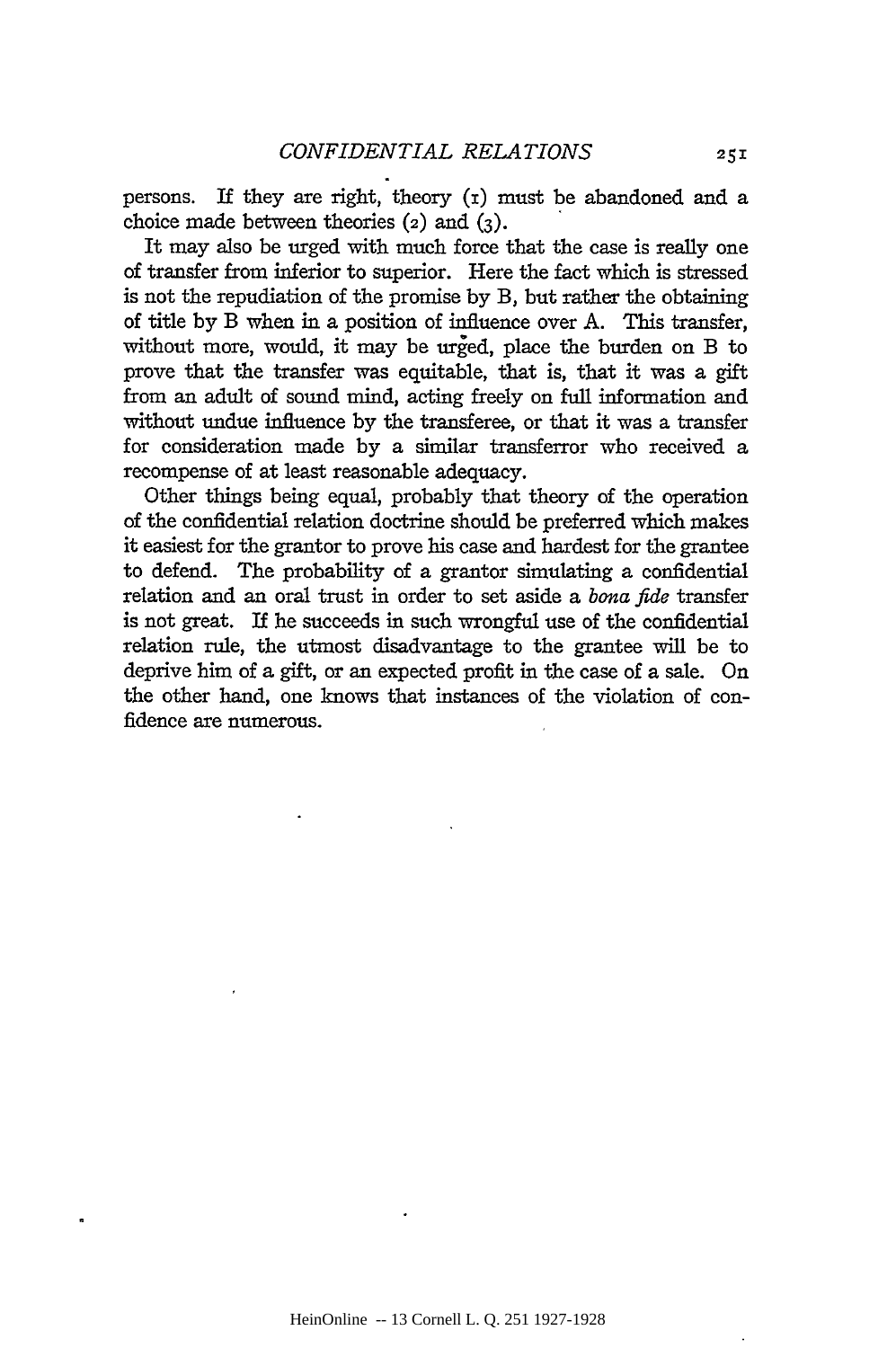persons. If they are right, theory (1) must be abandoned and a choice made between theories (2) and (3).

It may also be urged with much force that the case is really one of transfer from inferior to superior. Here the fact which is stressed is not the repudiation of the promise by B, but rather the obtaining of title by B when in a position of influence over A. This transfer, without more, would, it may be urged, place the burden on B to prove that the transfer was equitable, that is, that it was a gift from an adult of sound mind, acting freely on full information and without undue influence by the transferee, or that it was a transfer for consideration made by a similar transferror who received a recompense of at least reasonable adequacy.

Other things being equal, probably that theory of the operation of the confidential relation doctrine should be preferred which makes it easiest for the grantor to prove his case and hardest for the grantee to defend. The probability of a grantor simulating a confidential relation and an oral trust in order to set aside a *bona fide* transfer is not great. If he succeeds in such wrongful use of the confidential relation rule, the utmost disadvantage to the grantee will be to deprive him of a gift, or an expected profit in the case of a sale. On the other hand, one knows that instances of the violation of confidence are numerous.